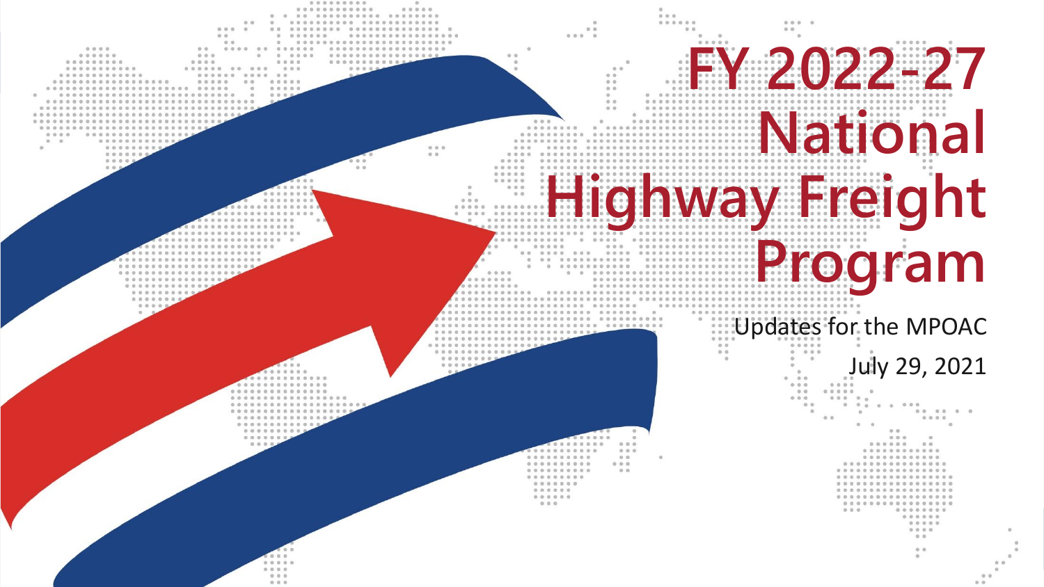# FY 2022-27 National Highway Freight Program

Updates for the MPOAC

July 29, 2021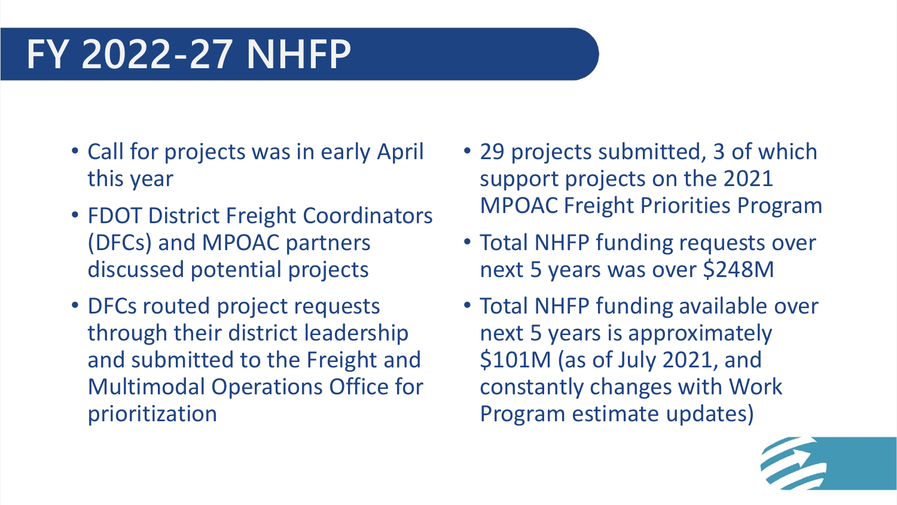# FY 2022-27 NHFP

- Call for projects was in early April this year
- FDOT District Freight Coordinators (DFCs) and MPOAC partners discussed potential projects
- DFCs routed project requests through their district leadership and submitted to the Freight and Multimodal Operations Office for prioritization
- 29 projects submitted, 3 of which support projects on the 2021 MPOAC Freight Priorities Program
- Total NHFP funding requests over next 5 years was over $248M
- Total NHFP funding available over next 5 years is approximately $101M (as of July 2021, and constantly changes with Work Program estimate updates)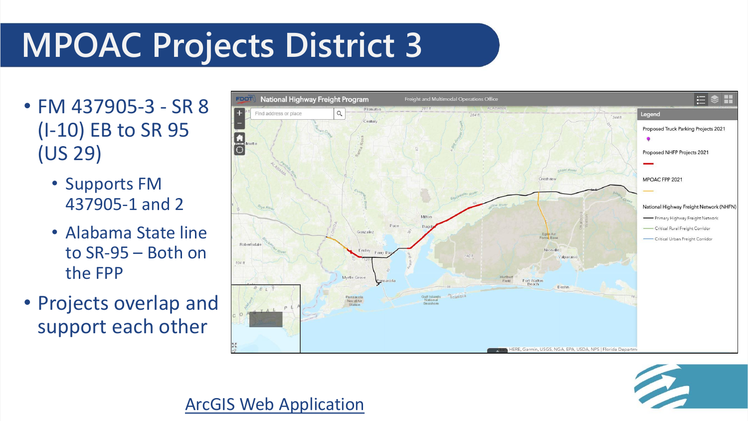# MPOAC Projects District 3

- FM 437905-3 - SR 8 (I-10) EB to SR 95 (US 29)
  - Supports FM 437905-1 and 2
  - Alabama State line to SR-95 – Both on the FPP
- Projects overlap and support each other

[ArcGIS Web Application]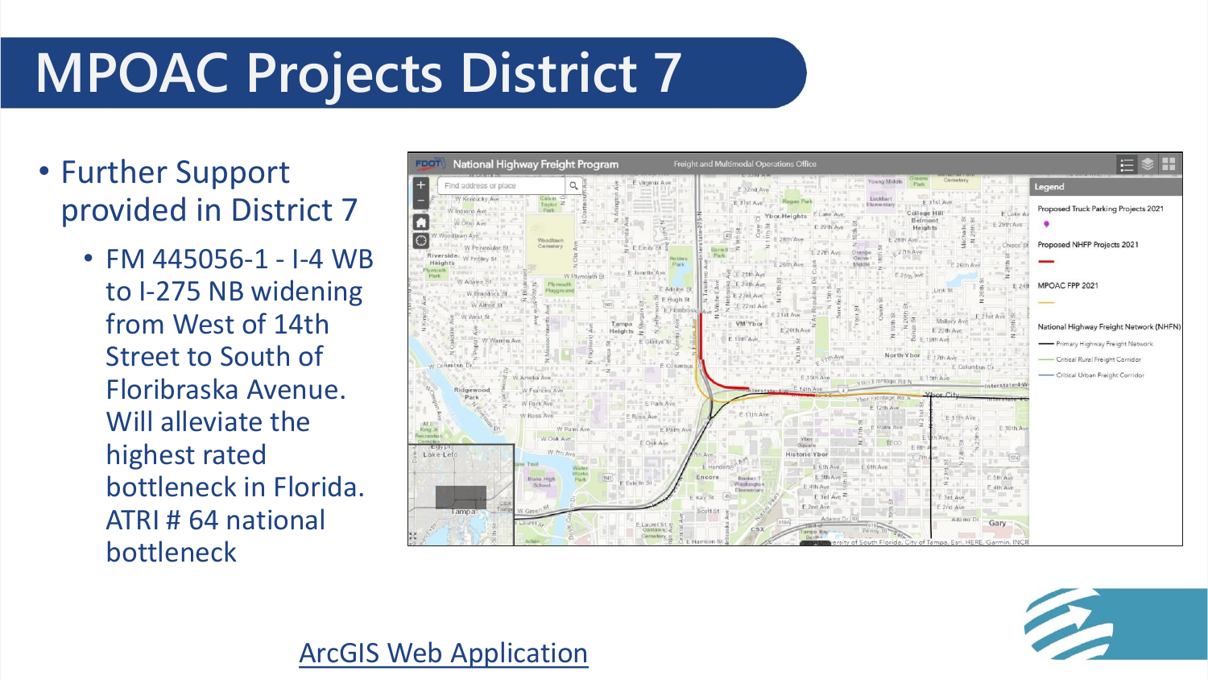# MPOAC Projects District 7

- Further Support provided in District 7
  - FM 445056-1 - I-4 WB to I-275 NB widening from West of 14th Street to South of Floribraska Avenue. Will alleviate the highest rated bottleneck in Florida. ATRI # 64 national bottleneck

ArcGIS Web Application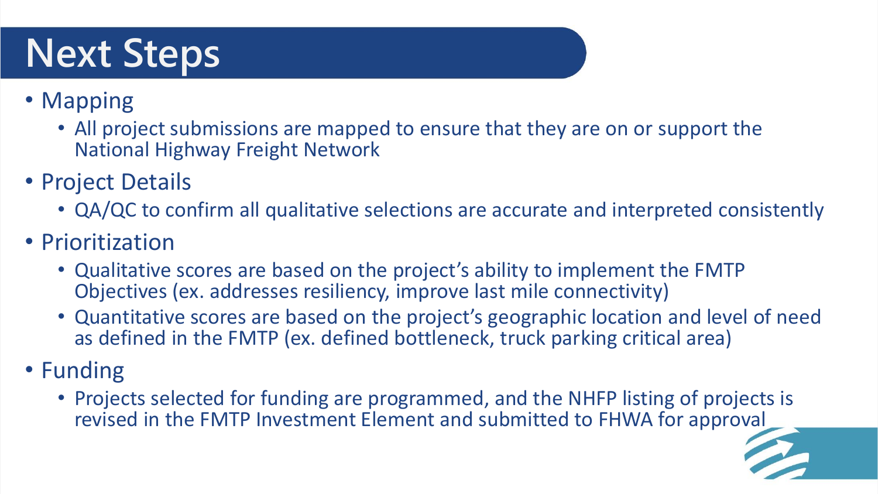# Next Steps

- Mapping
  - All project submissions are mapped to ensure that they are on or support the National Highway Freight Network
- Project Details
  - QA/QC to confirm all qualitative selections are accurate and interpreted consistently
- Prioritization
  - Qualitative scores are based on the project's ability to implement the FMTP Objectives (ex. addresses resiliency, improve last mile connectivity)
  - Quantitative scores are based on the project's geographic location and level of need as defined in the FMTP (ex. defined bottleneck, truck parking critical area)
- Funding
  - Projects selected for funding are programmed, and the NHFP listing of projects is revised in the FMTP Investment Element and submitted to FHWA for approval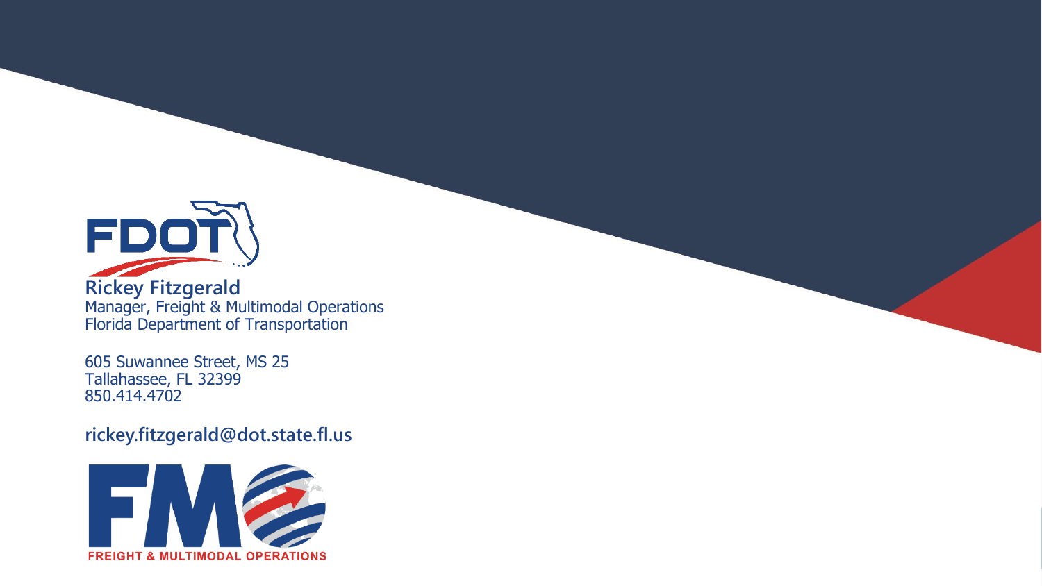**Rickey Fitzgerald**
Manager, Freight & Multimodal Operations
Florida Department of Transportation

605 Suwannee Street, MS 25
Tallahassee, FL 32399
850.414.4702

**rickey.fitzgerald@dot.state.fl.us**

FREIGHT & MULTIMODAL OPERATIONS